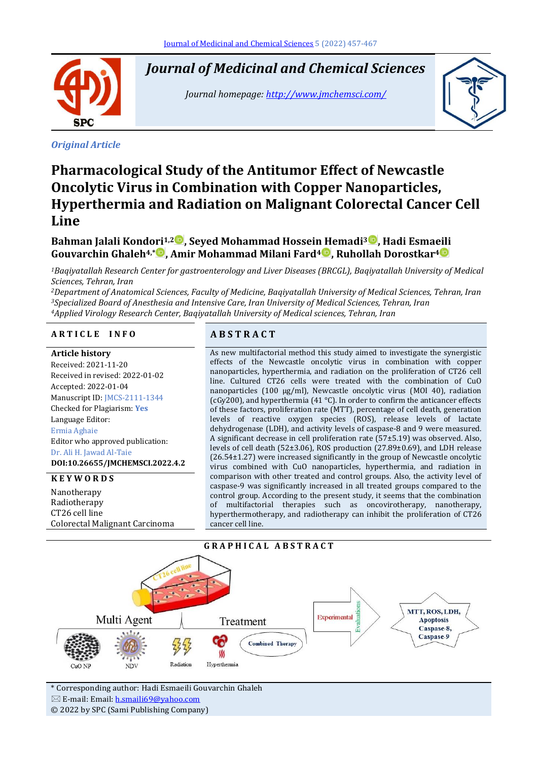*Original Article*

# Pharmacological Study of the Antitumor Effect of Newcastle Oncolytic Virus in Combination with Copper Nanoparticles, Hyperthermia and Radiation on Malignant Colorectal Cancer Cell Line

**Bahman Jalali Kondori[1,2], Seyed Mohammad Hossein Hemadi[3], Hadi Esmaeili Gouvarchin Ghaleh[4,*], Amir Mohammad Milani Fard[4], Ruhollah Dorostkar[4]**

*[1]Baqiyatallah Research Center for gastroenterology and Liver Diseases (BRCGL), Baqiyatallah University of Medical Sciences, Tehran, Iran*
*[2]Department of Anatomical Sciences, Faculty of Medicine, Baqiyatallah University of Medical Sciences, Tehran, Iran*
*[3]Specialized Board of Anesthesia and Intensive Care, Iran University of Medical Sciences, Tehran, Iran*
*[4]Applied Virology Research Center, Baqiyatallah University of Medical sciences, Tehran, Iran*

## ARTICLE INFO

**Article history**
Received: 2021-11-20
Received in revised: 2022-01-02
Accepted: 2022-01-04
Manuscript ID: JMCS-2111-1344
Checked for Plagiarism: **Yes**
Language Editor:
Ermia Aghaie
Editor who approved publication:
Dr. Ali H. Jawad Al-Taie
**DOI:10.26655/JMCHEMSCI.2022.4.2**

## KEYWORDS

Nanotherapy
Radiotherapy
CT26 cell line
Colorectal Malignant Carcinoma

## ABSTRACT

As new multifactorial method this study aimed to investigate the synergistic effects of the Newcastle oncolytic virus in combination with copper nanoparticles, hyperthermia, and radiation on the proliferation of CT26 cell line. Cultured CT26 cells were treated with the combination of CuO nanoparticles (100 μg/ml), Newcastle oncolytic virus (MOI 40), radiation (cGy200), and hyperthermia (41 °C). In order to confirm the anticancer effects of these factors, proliferation rate (MTT), percentage of cell death, generation levels of reactive oxygen species (ROS), release levels of lactate dehydrogenase (LDH), and activity levels of caspase-8 and 9 were measured. A significant decrease in cell proliferation rate (57±5.19) was observed. Also, levels of cell death (52±3.06), ROS production (27.89±0.69), and LDH release (26.54±1.27) were increased significantly in the group of Newcastle oncolytic virus combined with CuO nanoparticles, hyperthermia, and radiation in comparison with other treated and control groups. Also, the activity level of caspase-9 was significantly increased in all treated groups compared to the control group. According to the present study, it seems that the combination of multifactorial therapies such as oncovirotherapy, nanotherapy, hyperthermotherapy, and radiotherapy can inhibit the proliferation of CT26 cancer cell line.

## GRAPHICAL ABSTRACT

* Corresponding author: Hadi Esmaeili Gouvarchin Ghaleh
E-mail: Email: h.smaili69@yahoo.com
© 2022 by SPC (Sami Publishing Company)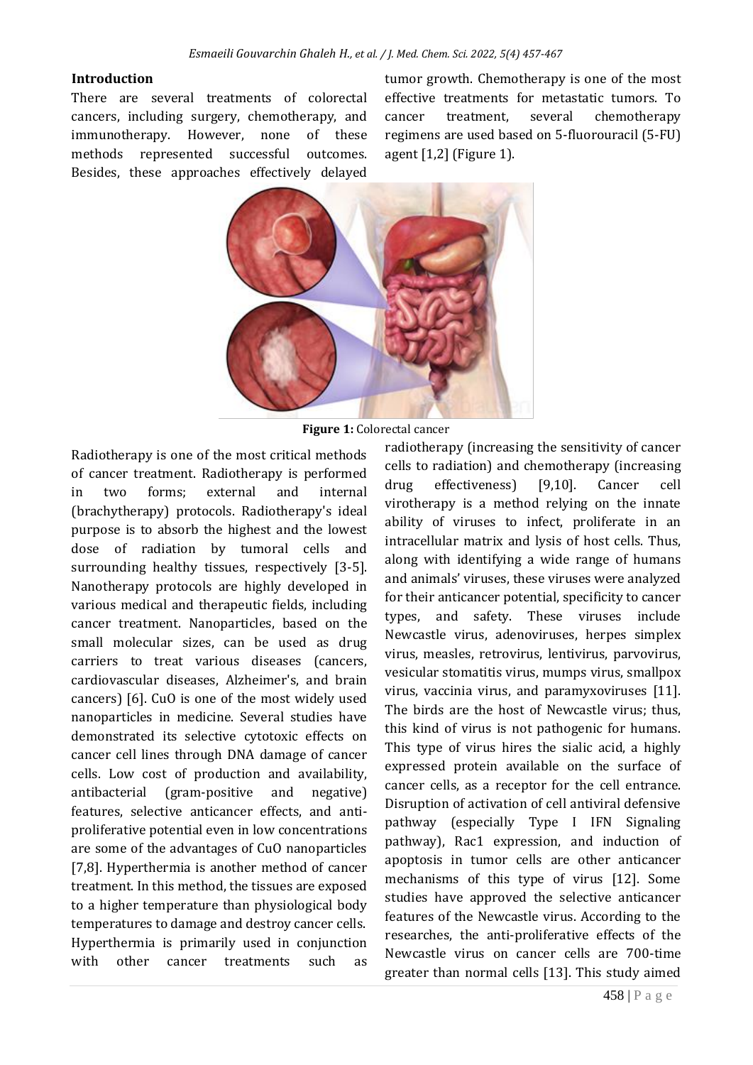## Introduction

There are several treatments of colorectal cancers, including surgery, chemotherapy, and immunotherapy. However, none of these methods represented successful outcomes. Besides, these approaches effectively delayed tumor growth. Chemotherapy is one of the most effective treatments for metastatic tumors. To cancer treatment, several chemotherapy regimens are used based on 5-fluorouracil (5-FU) agent [1,2] (Figure 1).

**Figure 1:** Colorectal cancer

Radiotherapy is one of the most critical methods of cancer treatment. Radiotherapy is performed in two forms; external and internal (brachytherapy) protocols. Radiotherapy's ideal purpose is to absorb the highest and the lowest dose of radiation by tumoral cells and surrounding healthy tissues, respectively [3-5]. Nanotherapy protocols are highly developed in various medical and therapeutic fields, including cancer treatment. Nanoparticles, based on the small molecular sizes, can be used as drug carriers to treat various diseases (cancers, cardiovascular diseases, Alzheimer's, and brain cancers) [6]. CuO is one of the most widely used nanoparticles in medicine. Several studies have demonstrated its selective cytotoxic effects on cancer cell lines through DNA damage of cancer cells. Low cost of production and availability, antibacterial (gram-positive and negative) features, selective anticancer effects, and anti-proliferative potential even in low concentrations are some of the advantages of CuO nanoparticles [7,8]. Hyperthermia is another method of cancer treatment. In this method, the tissues are exposed to a higher temperature than physiological body temperatures to damage and destroy cancer cells. Hyperthermia is primarily used in conjunction with other cancer treatments such as radiotherapy (increasing the sensitivity of cancer cells to radiation) and chemotherapy (increasing drug effectiveness) [9,10]. Cancer cell virotherapy is a method relying on the innate ability of viruses to infect, proliferate in an intracellular matrix and lysis of host cells. Thus, along with identifying a wide range of humans and animals' viruses, these viruses were analyzed for their anticancer potential, specificity to cancer types, and safety. These viruses include Newcastle virus, adenoviruses, herpes simplex virus, measles, retrovirus, lentivirus, parvovirus, vesicular stomatitis virus, mumps virus, smallpox virus, vaccinia virus, and paramyxoviruses [11]. The birds are the host of Newcastle virus; thus, this kind of virus is not pathogenic for humans. This type of virus hires the sialic acid, a highly expressed protein available on the surface of cancer cells, as a receptor for the cell entrance. Disruption of activation of cell antiviral defensive pathway (especially Type I IFN Signaling pathway), Rac1 expression, and induction of apoptosis in tumor cells are other anticancer mechanisms of this type of virus [12]. Some studies have approved the selective anticancer features of the Newcastle virus. According to the researches, the anti-proliferative effects of the Newcastle virus on cancer cells are 700-time greater than normal cells [13]. This study aimed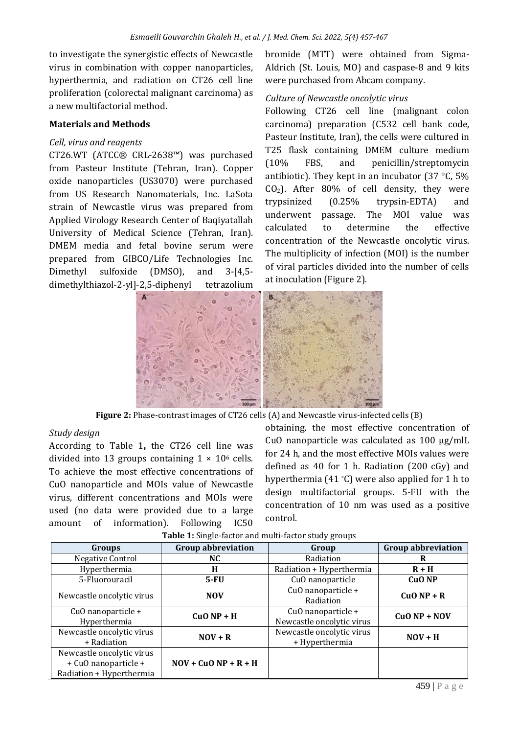to investigate the synergistic effects of Newcastle virus in combination with copper nanoparticles, hyperthermia, and radiation on CT26 cell line proliferation (colorectal malignant carcinoma) as a new multifactorial method.

## Materials and Methods

### *Cell, virus and reagents*

CT26.WT (ATCC® CRL-2638™) was purchased from Pasteur Institute (Tehran, Iran). Copper oxide nanoparticles (US3070) were purchased from US Research Nanomaterials, Inc. LaSota strain of Newcastle virus was prepared from Applied Virology Research Center of Baqiyatallah University of Medical Science (Tehran, Iran). DMEM media and fetal bovine serum were prepared from GIBCO/Life Technologies Inc. Dimethyl sulfoxide (DMSO), and 3-[4,5-dimethylthiazol-2-yl]-2,5-diphenyl tetrazolium bromide (MTT) were obtained from Sigma-Aldrich (St. Louis, MO) and caspase-8 and 9 kits were purchased from Abcam company.

### *Culture of Newcastle oncolytic virus*

Following CT26 cell line (malignant colon carcinoma) preparation (C532 cell bank code, Pasteur Institute, Iran), the cells were cultured in T25 flask containing DMEM culture medium (10% FBS, and penicillin/streptomycin antibiotic). They kept in an incubator (37 °C, 5% $CO_2$). After 80% of cell density, they were trypsinized (0.25% trypsin-EDTA) and underwent passage. The MOI value was calculated to determine the effective concentration of the Newcastle oncolytic virus. The multiplicity of infection (MOI) is the number of viral particles divided into the number of cells at inoculation (Figure 2).

**Figure 2:** Phase-contrast images of CT26 cells (A) and Newcastle virus-infected cells (B)

### *Study design*

According to Table 1**,** the CT26 cell line was divided into 13 groups containing $1 \times 10^6$ cells. To achieve the most effective concentrations of CuO nanoparticle and MOIs value of Newcastle virus, different concentrations and MOIs were used (no data were provided due to a large amount of information). Following IC50 obtaining, the most effective concentration of CuO nanoparticle was calculated as 100 µg/mlL for 24 h, and the most effective MOIs values were defined as 40 for 1 h. Radiation (200 cGy) and hyperthermia (41 °C) were also applied for 1 h to design multifactorial groups. 5-FU with the concentration of 10 nm was used as a positive control.

**Table 1:** Single-factor and multi-factor study groups

| Groups | Group abbreviation | Group | Group abbreviation |
|---|---|---|---|
| Negative Control | **NC** | Radiation | **R** |
| Hyperthermia | **H** | Radiation + Hyperthermia | **R + H** |
| 5-Fluorouracil | **5-FU** | CuO nanoparticle | **CuO NP** |
| Newcastle oncolytic virus | **NOV** | CuO nanoparticle + Radiation | **CuO NP + R** |
| CuO nanoparticle + Hyperthermia | **CuO NP + H** | CuO nanoparticle + Newcastle oncolytic virus | **CuO NP + NOV** |
| Newcastle oncolytic virus + Radiation | **NOV + R** | Newcastle oncolytic virus + Hyperthermia | **NOV + H** |
| Newcastle oncolytic virus + CuO nanoparticle + Radiation + Hyperthermia | **NOV + CuO NP + R + H** | | |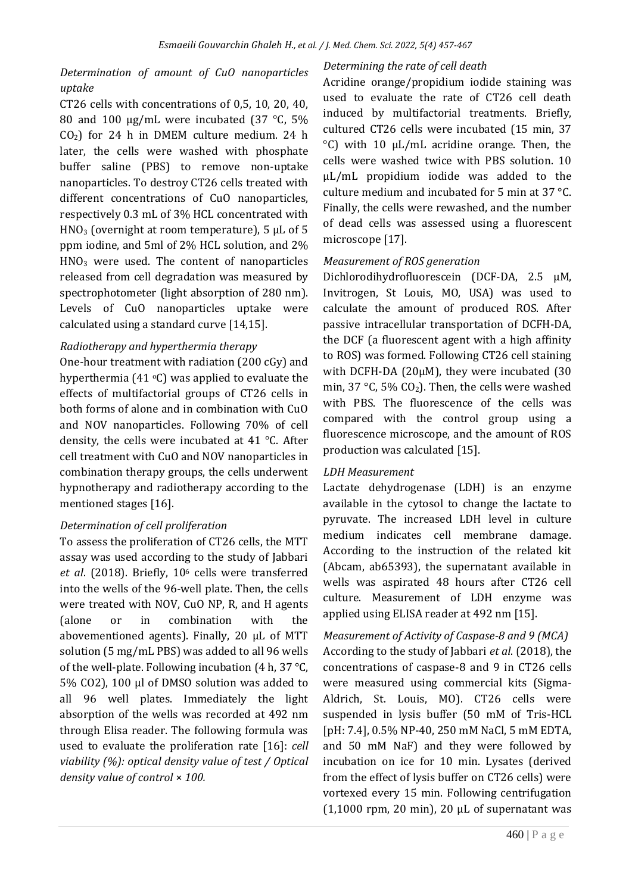### *Determination of amount of CuO nanoparticles uptake*

CT26 cells with concentrations of 0,5, 10, 20, 40, 80 and 100 µg/mL were incubated (37 °C, 5% $CO_2$) for 24 h in DMEM culture medium. 24 h later, the cells were washed with phosphate buffer saline (PBS) to remove non-uptake nanoparticles. To destroy CT26 cells treated with different concentrations of CuO nanoparticles, respectively 0.3 mL of 3% HCL concentrated with $HNO_3$ (overnight at room temperature), 5 µL of 5 ppm iodine, and 5ml of 2% HCL solution, and 2% $HNO_3$ were used. The content of nanoparticles released from cell degradation was measured by spectrophotometer (light absorption of 280 nm). Levels of CuO nanoparticles uptake were calculated using a standard curve [14,15].

### *Radiotherapy and hyperthermia therapy*

One-hour treatment with radiation (200 cGy) and hyperthermia (41 °C) was applied to evaluate the effects of multifactorial groups of CT26 cells in both forms of alone and in combination with CuO and NOV nanoparticles. Following 70% of cell density, the cells were incubated at 41 °C. After cell treatment with CuO and NOV nanoparticles in combination therapy groups, the cells underwent hypnotherapy and radiotherapy according to the mentioned stages [16].

### *Determination of cell proliferation*

To assess the proliferation of CT26 cells, the MTT assay was used according to the study of Jabbari *et al*. (2018). Briefly, $10^6$ cells were transferred into the wells of the 96-well plate. Then, the cells were treated with NOV, CuO NP, R, and H agents (alone or in combination with the abovementioned agents). Finally, 20 µL of MTT solution (5 mg/mL PBS) was added to all 96 wells of the well-plate. Following incubation (4 h, 37 °C, 5% CO2), 100 µl of DMSO solution was added to all 96 well plates. Immediately the light absorption of the wells was recorded at 492 nm through Elisa reader. The following formula was used to evaluate the proliferation rate [16]: *cell viability (%): optical density value of test / Optical density value of control × 100.*

### *Determining the rate of cell death*

Acridine orange/propidium iodide staining was used to evaluate the rate of CT26 cell death induced by multifactorial treatments. Briefly, cultured CT26 cells were incubated (15 min, 37 °C) with 10 µL/mL acridine orange. Then, the cells were washed twice with PBS solution. 10 µL/mL propidium iodide was added to the culture medium and incubated for 5 min at 37 °C. Finally, the cells were rewashed, and the number of dead cells was assessed using a fluorescent microscope [17].

### *Measurement of ROS generation*

Dichlorodihydrofluorescein (DCF-DA, 2.5 µM, Invitrogen, St Louis, MO, USA) was used to calculate the amount of produced ROS. After passive intracellular transportation of DCFH-DA, the DCF (a fluorescent agent with a high affinity to ROS) was formed. Following CT26 cell staining with DCFH-DA (20µM), they were incubated (30 min, 37 °C, 5% $CO_2$). Then, the cells were washed with PBS. The fluorescence of the cells was compared with the control group using a fluorescence microscope, and the amount of ROS production was calculated [15].

### *LDH Measurement*

Lactate dehydrogenase (LDH) is an enzyme available in the cytosol to change the lactate to pyruvate. The increased LDH level in culture medium indicates cell membrane damage. According to the instruction of the related kit (Abcam, ab65393), the supernatant available in wells was aspirated 48 hours after CT26 cell culture. Measurement of LDH enzyme was applied using ELISA reader at 492 nm [15].

### *Measurement of Activity of Caspase-8 and 9 (MCA)*

According to the study of Jabbari *et al*. (2018), the concentrations of caspase-8 and 9 in CT26 cells were measured using commercial kits (Sigma-Aldrich, St. Louis, MO). CT26 cells were suspended in lysis buffer (50 mM of Tris-HCL [pH: 7.4], 0.5% NP-40, 250 mM NaCl, 5 mM EDTA, and 50 mM NaF) and they were followed by incubation on ice for 10 min. Lysates (derived from the effect of lysis buffer on CT26 cells) were vortexed every 15 min. Following centrifugation (1,1000 rpm, 20 min), 20 µL of supernatant was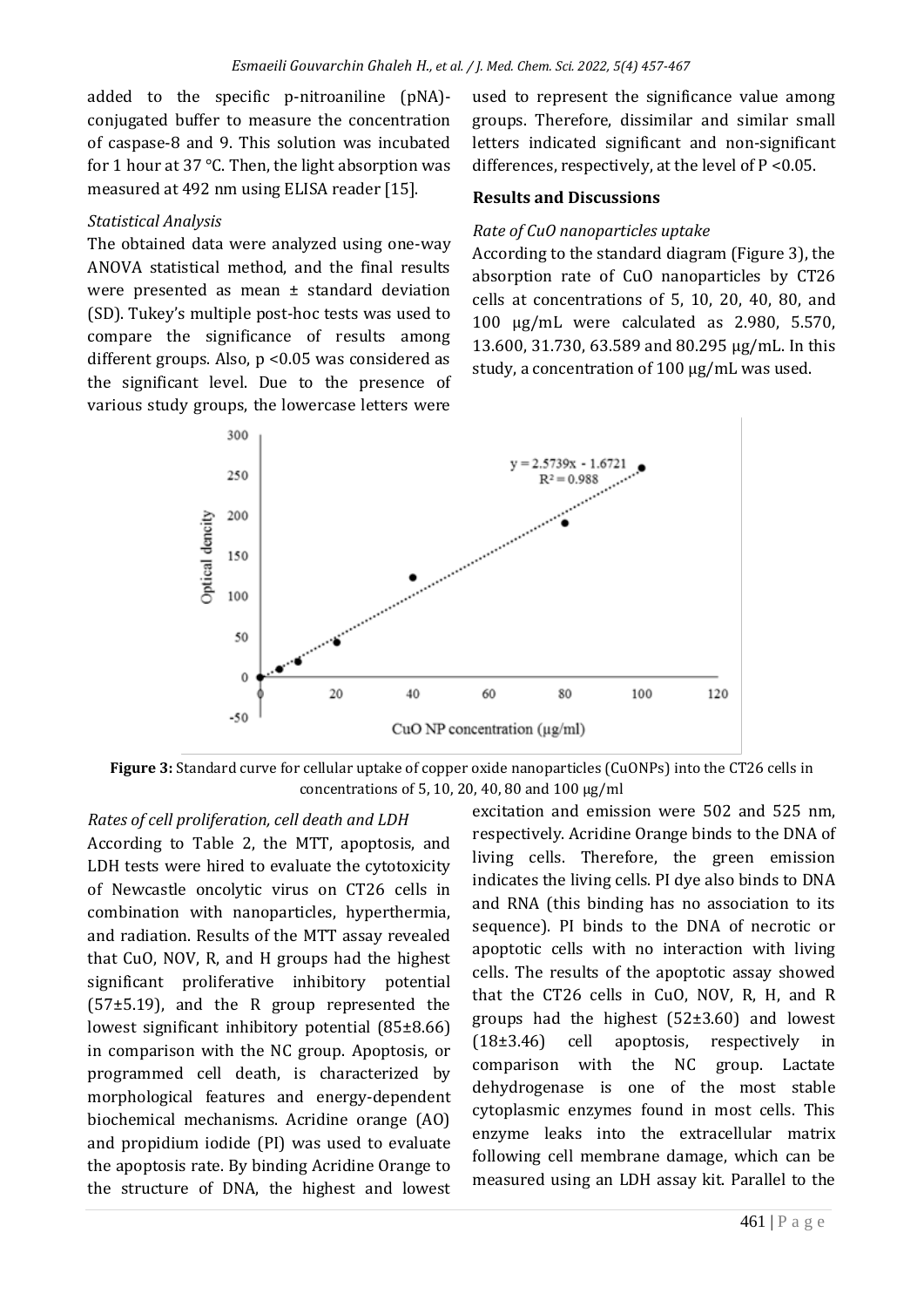added to the specific p-nitroaniline (pNA)-conjugated buffer to measure the concentration of caspase-8 and 9. This solution was incubated for 1 hour at 37 °C. Then, the light absorption was measured at 492 nm using ELISA reader [15].

*Statistical Analysis*

The obtained data were analyzed using one-way ANOVA statistical method, and the final results were presented as mean ± standard deviation (SD). Tukey's multiple post-hoc tests was used to compare the significance of results among different groups. Also, p <0.05 was considered as the significant level. Due to the presence of various study groups, the lowercase letters were used to represent the significance value among groups. Therefore, dissimilar and similar small letters indicated significant and non-significant differences, respectively, at the level of P <0.05.

## Results and Discussions

*Rate of CuO nanoparticles uptake*

According to the standard diagram (Figure 3), the absorption rate of CuO nanoparticles by CT26 cells at concentrations of 5, 10, 20, 40, 80, and 100 µg/mL were calculated as 2.980, 5.570, 13.600, 31.730, 63.589 and 80.295 µg/mL. In this study, a concentration of 100 µg/mL was used.

**Figure 3:** Standard curve for cellular uptake of copper oxide nanoparticles (CuONPs) into the CT26 cells in concentrations of 5, 10, 20, 40, 80 and 100 µg/ml

*Rates of cell proliferation, cell death and LDH*

According to Table 2, the MTT, apoptosis, and LDH tests were hired to evaluate the cytotoxicity of Newcastle oncolytic virus on CT26 cells in combination with nanoparticles, hyperthermia, and radiation. Results of the MTT assay revealed that CuO, NOV, R, and H groups had the highest significant proliferative inhibitory potential (57±5.19), and the R group represented the lowest significant inhibitory potential (85±8.66) in comparison with the NC group. Apoptosis, or programmed cell death, is characterized by morphological features and energy-dependent biochemical mechanisms. Acridine orange (AO) and propidium iodide (PI) was used to evaluate the apoptosis rate. By binding Acridine Orange to the structure of DNA, the highest and lowest excitation and emission were 502 and 525 nm, respectively. Acridine Orange binds to the DNA of living cells. Therefore, the green emission indicates the living cells. PI dye also binds to DNA and RNA (this binding has no association to its sequence). PI binds to the DNA of necrotic or apoptotic cells with no interaction with living cells. The results of the apoptotic assay showed that the CT26 cells in CuO, NOV, R, H, and R groups had the highest (52±3.60) and lowest (18±3.46) cell apoptosis, respectively in comparison with the NC group. Lactate dehydrogenase is one of the most stable cytoplasmic enzymes found in most cells. This enzyme leaks into the extracellular matrix following cell membrane damage, which can be measured using an LDH assay kit. Parallel to the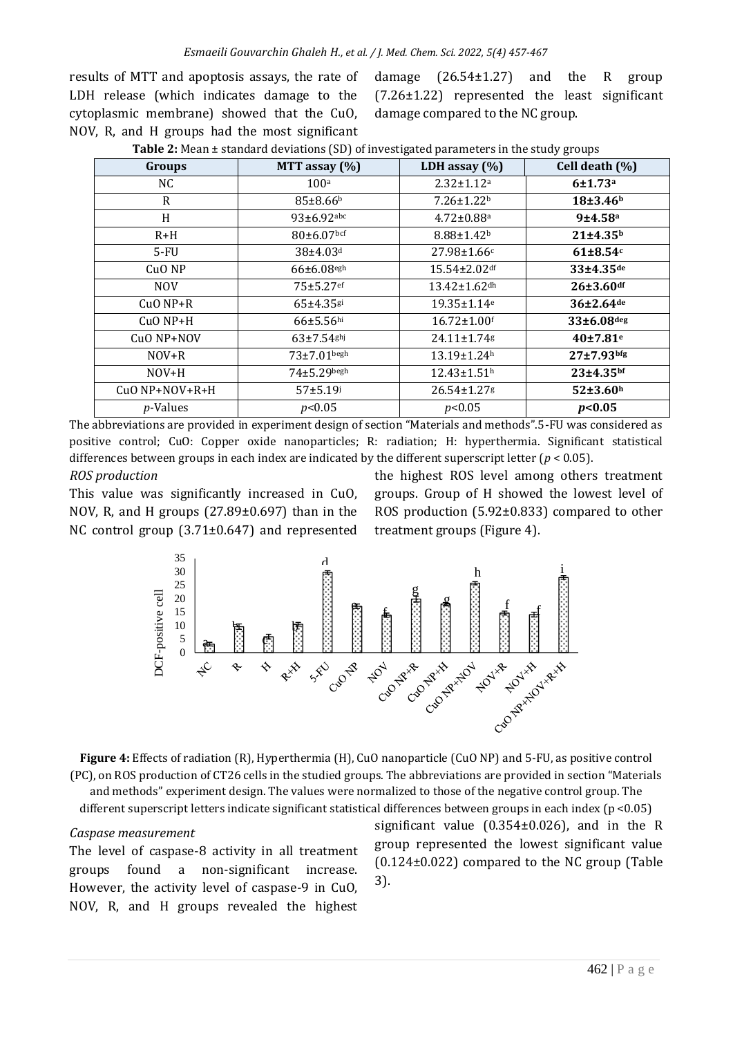results of MTT and apoptosis assays, the rate of LDH release (which indicates damage to the cytoplasmic membrane) showed that the CuO, NOV, R, and H groups had the most significant damage (26.54±1.27) and the R group (7.26±1.22) represented the least significant damage compared to the NC group.

**Table 2:** Mean ± standard deviations (SD) of investigated parameters in the study groups

| Groups | MTT assay (%) | LDH assay (%) | Cell death (%) |
|---|---|---|---|
| NC | 100$^{a}$ | 2.32±1.12$^{a}$ | **6±1.73$^{a}$** |
| R | 85±8.66$^{b}$ | 7.26±1.22$^{b}$ | **18±3.46$^{b}$** |
| H | 93±6.92$^{abc}$ | 4.72±0.88$^{a}$ | **9±4.58$^{a}$** |
| R+H | 80±6.07$^{bcf}$ | 8.88±1.42$^{b}$ | **21±4.35$^{b}$** |
| 5-FU | 38±4.03$^{d}$ | 27.98±1.66$^{c}$ | **61±8.54$^{c}$** |
| CuO NP | 66±6.08$^{egh}$ | 15.54±2.02$^{df}$ | **33±4.35$^{de}$** |
| NOV | 75±5.27$^{ef}$ | 13.42±1.62$^{dh}$ | **26±3.60$^{df}$** |
| CuO NP+R | 65±4.35$^{gi}$ | 19.35±1.14$^{e}$ | **36±2.64$^{de}$** |
| CuO NP+H | 66±5.56$^{hi}$ | 16.72±1.00$^{f}$ | **33±6.08$^{deg}$** |
| CuO NP+NOV | 63±7.54$^{ghj}$ | 24.11±1.74$^{g}$ | **40±7.81$^{e}$** |
| NOV+R | 73±7.01$^{begh}$ | 13.19±1.24$^{h}$ | **27±7.93$^{bfg}$** |
| NOV+H | 74±5.29$^{begh}$ | 12.43±1.51$^{h}$ | **23±4.35$^{bf}$** |
| CuO NP+NOV+R+H | 57±5.19$^{j}$ | 26.54±1.27$^{g}$ | **52±3.60$^{h}$** |
| *p*-Values | $p<0.05$ | $p<0.05$ | $\boldsymbol{p<0.05}$ |

The abbreviations are provided in experiment design of section "Materials and methods". 5-FU was considered as positive control; CuO: Copper oxide nanoparticles; R: radiation; H: hyperthermia. Significant statistical differences between groups in each index are indicated by the different superscript letter ($p < 0.05$).

*ROS production*

This value was significantly increased in CuO, NOV, R, and H groups (27.89±0.697) than in the NC control group (3.71±0.647) and represented the highest ROS level among others treatment groups. Group of H showed the lowest level of ROS production (5.92±0.833) compared to other treatment groups (Figure 4).

**Figure 4:** Effects of radiation (R), Hyperthermia (H), CuO nanoparticle (CuO NP) and 5-FU, as positive control (PC), on ROS production of CT26 cells in the studied groups. The abbreviations are provided in section "Materials and methods" experiment design. The values were normalized to those of the negative control group. The different superscript letters indicate significant statistical differences between groups in each index ($p < 0.05$)

*Caspase measurement*

The level of caspase-8 activity in all treatment groups found a non-significant increase. However, the activity level of caspase-9 in CuO, NOV, R, and H groups revealed the highest significant value (0.354±0.026), and in the R group represented the lowest significant value (0.124±0.022) compared to the NC group (Table 3).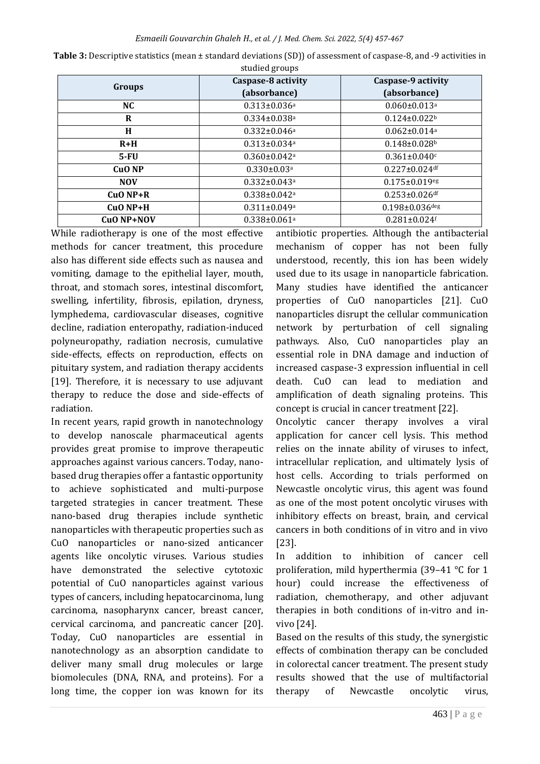**Table 3:** Descriptive statistics (mean ± standard deviations (SD)) of assessment of caspase-8, and -9 activities in studied groups

| Groups | Caspase-8 activity (absorbance) | Caspase-9 activity (absorbance) |
|---|---|---|
| NC | 0.313±0.036[a] | 0.060±0.013[a] |
| R | 0.334±0.038[a] | 0.124±0.022[b] |
| H | 0.332±0.046[a] | 0.062±0.014[a] |
| R+H | 0.313±0.034[a] | 0.148±0.028[b] |
| 5-FU | 0.360±0.042[a] | 0.361±0.040[c] |
| CuO NP | 0.330±0.03[a] | 0.227±0.024[df] |
| NOV | 0.332±0.043[a] | 0.175±0.019[eg] |
| CuO NP+R | 0.338±0.042[a] | 0.253±0.026[df] |
| CuO NP+H | 0.311±0.049[a] | 0.198±0.036[deg] |
| CuO NP+NOV | 0.338±0.061[a] | 0.281±0.024[f] |

While radiotherapy is one of the most effective methods for cancer treatment, this procedure also has different side effects such as nausea and vomiting, damage to the epithelial layer, mouth, throat, and stomach sores, intestinal discomfort, swelling, infertility, fibrosis, epilation, dryness, lymphedema, cardiovascular diseases, cognitive decline, radiation enteropathy, radiation-induced polyneuropathy, radiation necrosis, cumulative side-effects, effects on reproduction, effects on pituitary system, and radiation therapy accidents [19]. Therefore, it is necessary to use adjuvant therapy to reduce the dose and side-effects of radiation.

In recent years, rapid growth in nanotechnology to develop nanoscale pharmaceutical agents provides great promise to improve therapeutic approaches against various cancers. Today, nano-based drug therapies offer a fantastic opportunity to achieve sophisticated and multi-purpose targeted strategies in cancer treatment. These nano-based drug therapies include synthetic nanoparticles with therapeutic properties such as CuO nanoparticles or nano-sized anticancer agents like oncolytic viruses. Various studies have demonstrated the selective cytotoxic potential of CuO nanoparticles against various types of cancers, including hepatocarcinoma, lung carcinoma, nasopharynx cancer, breast cancer, cervical carcinoma, and pancreatic cancer [20]. Today, CuO nanoparticles are essential in nanotechnology as an absorption candidate to deliver many small drug molecules or large biomolecules (DNA, RNA, and proteins). For a long time, the copper ion was known for its antibiotic properties. Although the antibacterial mechanism of copper has not been fully understood, recently, this ion has been widely used due to its usage in nanoparticle fabrication. Many studies have identified the anticancer properties of CuO nanoparticles [21]. CuO nanoparticles disrupt the cellular communication network by perturbation of cell signaling pathways. Also, CuO nanoparticles play an essential role in DNA damage and induction of increased caspase-3 expression influential in cell death. CuO can lead to mediation and amplification of death signaling proteins. This concept is crucial in cancer treatment [22].

Oncolytic cancer therapy involves a viral application for cancer cell lysis. This method relies on the innate ability of viruses to infect, intracellular replication, and ultimately lysis of host cells. According to trials performed on Newcastle oncolytic virus, this agent was found as one of the most potent oncolytic viruses with inhibitory effects on breast, brain, and cervical cancers in both conditions of in vitro and in vivo [23].

In addition to inhibition of cancer cell proliferation, mild hyperthermia (39–41 °C for 1 hour) could increase the effectiveness of radiation, chemotherapy, and other adjuvant therapies in both conditions of in-vitro and in-vivo [24].

Based on the results of this study, the synergistic effects of combination therapy can be concluded in colorectal cancer treatment. The present study results showed that the use of multifactorial therapy of Newcastle oncolytic virus,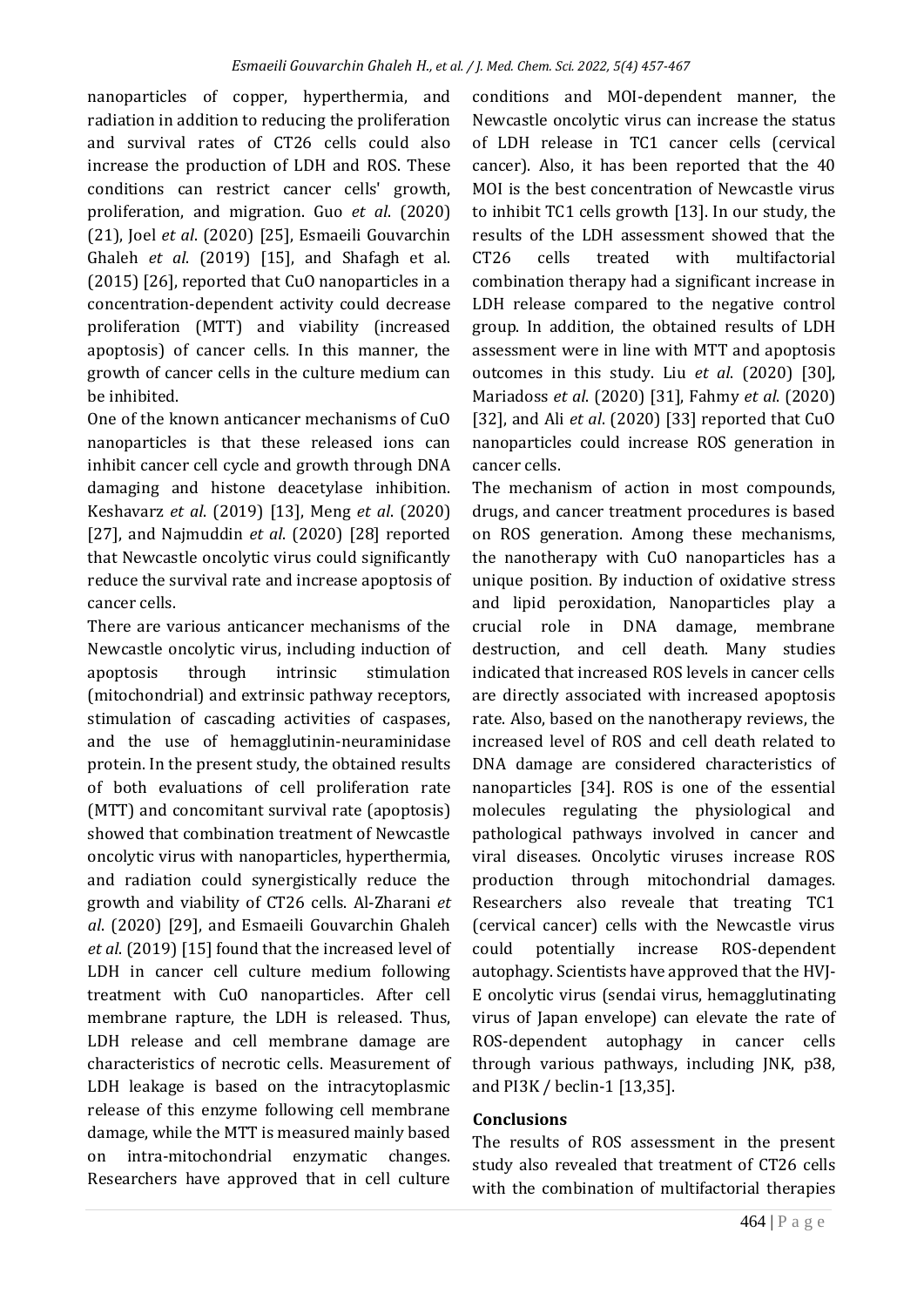nanoparticles of copper, hyperthermia, and radiation in addition to reducing the proliferation and survival rates of CT26 cells could also increase the production of LDH and ROS. These conditions can restrict cancer cells' growth, proliferation, and migration. Guo *et al*. (2020) (21), Joel *et al*. (2020) [25], Esmaeili Gouvarchin Ghaleh *et al*. (2019) [15], and Shafagh et al. (2015) [26], reported that CuO nanoparticles in a concentration-dependent activity could decrease proliferation (MTT) and viability (increased apoptosis) of cancer cells. In this manner, the growth of cancer cells in the culture medium can be inhibited.

One of the known anticancer mechanisms of CuO nanoparticles is that these released ions can inhibit cancer cell cycle and growth through DNA damaging and histone deacetylase inhibition. Keshavarz *et al*. (2019) [13], Meng *et al*. (2020) [27], and Najmuddin *et al*. (2020) [28] reported that Newcastle oncolytic virus could significantly reduce the survival rate and increase apoptosis of cancer cells.

There are various anticancer mechanisms of the Newcastle oncolytic virus, including induction of apoptosis through intrinsic stimulation (mitochondrial) and extrinsic pathway receptors, stimulation of cascading activities of caspases, and the use of hemagglutinin-neuraminidase protein. In the present study, the obtained results of both evaluations of cell proliferation rate (MTT) and concomitant survival rate (apoptosis) showed that combination treatment of Newcastle oncolytic virus with nanoparticles, hyperthermia, and radiation could synergistically reduce the growth and viability of CT26 cells. Al-Zharani *et al*. (2020) [29], and Esmaeili Gouvarchin Ghaleh *et al*. (2019) [15] found that the increased level of LDH in cancer cell culture medium following treatment with CuO nanoparticles. After cell membrane rapture, the LDH is released. Thus, LDH release and cell membrane damage are characteristics of necrotic cells. Measurement of LDH leakage is based on the intracytoplasmic release of this enzyme following cell membrane damage, while the MTT is measured mainly based on intra-mitochondrial enzymatic changes. Researchers have approved that in cell culture conditions and MOI-dependent manner, the Newcastle oncolytic virus can increase the status of LDH release in TC1 cancer cells (cervical cancer). Also, it has been reported that the 40 MOI is the best concentration of Newcastle virus to inhibit TC1 cells growth [13]. In our study, the results of the LDH assessment showed that the CT26 cells treated with multifactorial combination therapy had a significant increase in LDH release compared to the negative control group. In addition, the obtained results of LDH assessment were in line with MTT and apoptosis outcomes in this study. Liu *et al*. (2020) [30], Mariadoss *et al*. (2020) [31], Fahmy *et al*. (2020) [32], and Ali *et al*. (2020) [33] reported that CuO nanoparticles could increase ROS generation in cancer cells.

The mechanism of action in most compounds, drugs, and cancer treatment procedures is based on ROS generation. Among these mechanisms, the nanotherapy with CuO nanoparticles has a unique position. By induction of oxidative stress and lipid peroxidation, Nanoparticles play a crucial role in DNA damage, membrane destruction, and cell death. Many studies indicated that increased ROS levels in cancer cells are directly associated with increased apoptosis rate. Also, based on the nanotherapy reviews, the increased level of ROS and cell death related to DNA damage are considered characteristics of nanoparticles [34]. ROS is one of the essential molecules regulating the physiological and pathological pathways involved in cancer and viral diseases. Oncolytic viruses increase ROS production through mitochondrial damages. Researchers also reveale that treating TC1 (cervical cancer) cells with the Newcastle virus could potentially increase ROS-dependent autophagy. Scientists have approved that the HVJ-E oncolytic virus (sendai virus, hemagglutinating virus of Japan envelope) can elevate the rate of ROS-dependent autophagy in cancer cells through various pathways, including JNK, p38, and PI3K / beclin-1 [13,35].

## Conclusions

The results of ROS assessment in the present study also revealed that treatment of CT26 cells with the combination of multifactorial therapies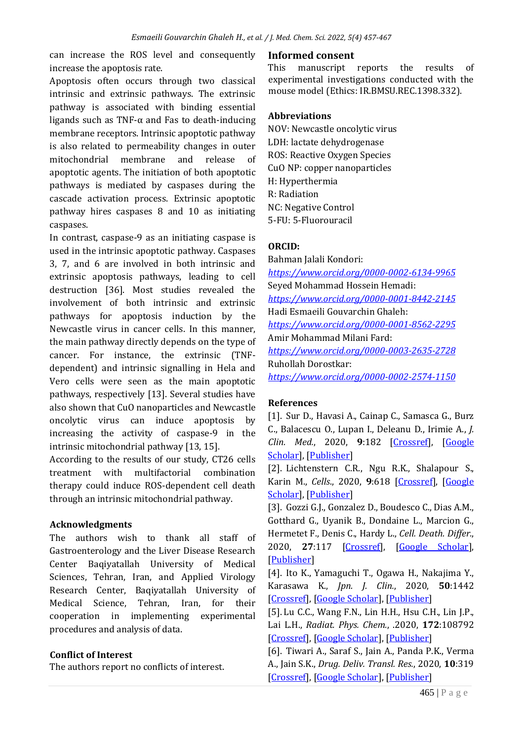can increase the ROS level and consequently increase the apoptosis rate.

Apoptosis often occurs through two classical intrinsic and extrinsic pathways. The extrinsic pathway is associated with binding essential ligands such as TNF-α and Fas to death-inducing membrane receptors. Intrinsic apoptotic pathway is also related to permeability changes in outer mitochondrial membrane and release of apoptotic agents. The initiation of both apoptotic pathways is mediated by caspases during the cascade activation process. Extrinsic apoptotic pathway hires caspases 8 and 10 as initiating caspases.

In contrast, caspase-9 as an initiating caspase is used in the intrinsic apoptotic pathway. Caspases 3, 7, and 6 are involved in both intrinsic and extrinsic apoptosis pathways, leading to cell destruction [36]. Most studies revealed the involvement of both intrinsic and extrinsic pathways for apoptosis induction by the Newcastle virus in cancer cells. In this manner, the main pathway directly depends on the type of cancer. For instance, the extrinsic (TNF-dependent) and intrinsic signalling in Hela and Vero cells were seen as the main apoptotic pathways, respectively [13]. Several studies have also shown that CuO nanoparticles and Newcastle oncolytic virus can induce apoptosis by increasing the activity of caspase-9 in the intrinsic mitochondrial pathway [13, 15].

According to the results of our study, CT26 cells treatment with multifactorial combination therapy could induce ROS-dependent cell death through an intrinsic mitochondrial pathway.

## Acknowledgments

The authors wish to thank all staff of Gastroenterology and the Liver Disease Research Center Baqiyatallah University of Medical Sciences, Tehran, Iran, and Applied Virology Research Center, Baqiyatallah University of Medical Science, Tehran, Iran, for their cooperation in implementing experimental procedures and analysis of data.

## Conflict of Interest

The authors report no conflicts of interest.

## Informed consent

This manuscript reports the results of experimental investigations conducted with the mouse model (Ethics: IR.BMSU.REC.1398.332).

## Abbreviations

NOV: Newcastle oncolytic virus
LDH: lactate dehydrogenase
ROS: Reactive Oxygen Species
CuO NP: copper nanoparticles
H: Hyperthermia
R: Radiation
NC: Negative Control
5-FU: 5-Fluorouracil

## ORCID:

Bahman Jalali Kondori: *https://www.orcid.org/0000-0002-6134-9965*
Seyed Mohammad Hossein Hemadi: *https://www.orcid.org/0000-0001-8442-2145*
Hadi Esmaeili Gouvarchin Ghaleh: *https://www.orcid.org/0000-0001-8562-2295*
Amir Mohammad Milani Fard: *https://www.orcid.org/0000-0003-2635-2728*
Ruhollah Dorostkar: *https://www.orcid.org/0000-0002-2574-1150*

## References

[1]. Sur D., Havasi A., Cainap C., Samasca G., Burz C., Balacescu O., Lupan I., Deleanu D., Irimie A., *J. Clin. Med.*, 2020, **9**:182 [Crossref], [Google Scholar], [Publisher]

[2]. Lichtenstern C.R., Ngu R.K., Shalapour S., Karin M., *Cells*., 2020, **9**:618 [Crossref], [Google Scholar], [Publisher]

[3]. Gozzi G.J., Gonzalez D., Boudesco C., Dias A.M., Gotthard G., Uyanik B., Dondaine L., Marcion G., Hermetet F., Denis C., Hardy L., *Cell. Death. Differ.*, 2020, **27**:117 [Crossref], [Google Scholar], [Publisher]

[4]. Ito K., Yamaguchi T., Ogawa H., Nakajima Y., Karasawa K., *Jpn. J. Clin.*, 2020, **50**:1442 [Crossref], [Google Scholar], [Publisher]

[5]. Lu C.C., Wang F.N., Lin H.H., Hsu C.H., Lin J.P., Lai L.H., *Radiat. Phys. Chem.*, .2020, **172**:108792 [Crossref], [Google Scholar], [Publisher]

[6]. Tiwari A., Saraf S., Jain A., Panda P.K., Verma A., Jain S.K., *Drug. Deliv. Transl. Res.*, 2020, **10**:319 [Crossref], [Google Scholar], [Publisher]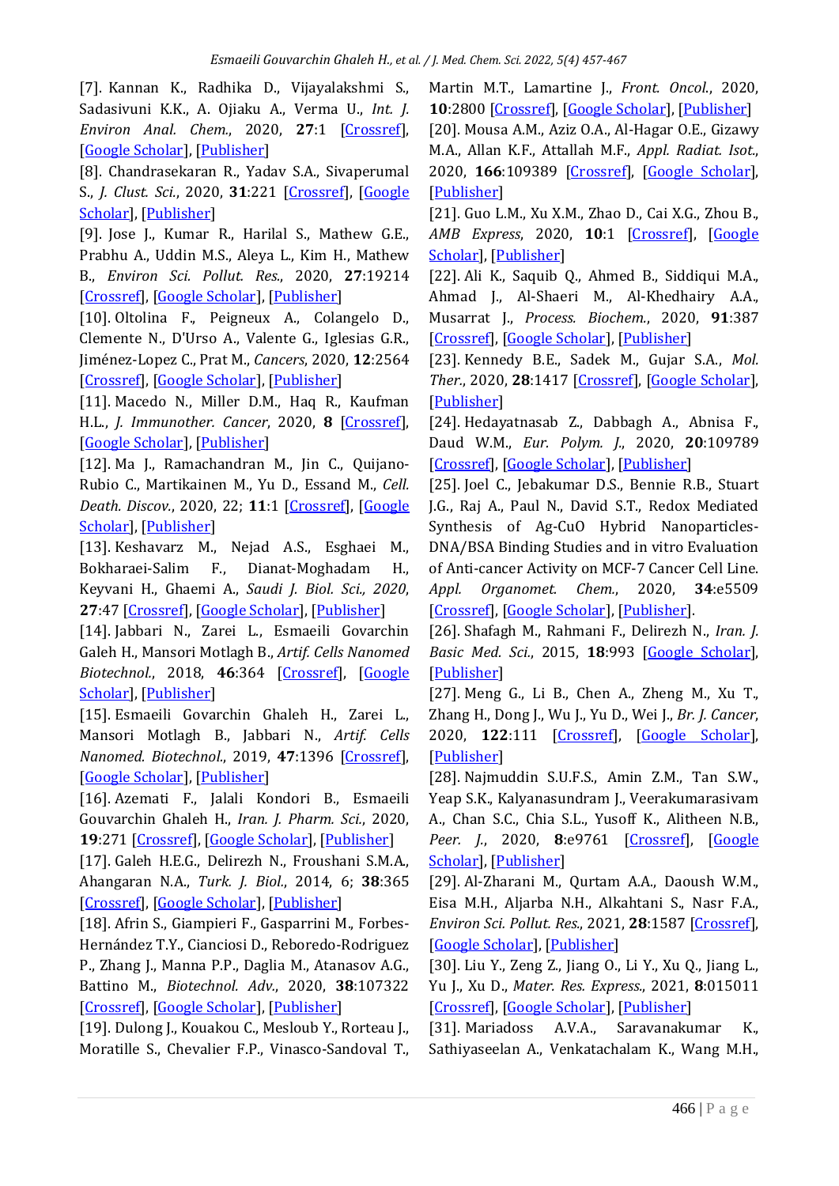[7]. Kannan K., Radhika D., Vijayalakshmi S., Sadasivuni K.K., A. Ojiaku A., Verma U., *Int. J. Environ Anal. Chem.*, 2020, **27**:1 [Crossref], [Google Scholar], [Publisher]

[8]. Chandrasekaran R., Yadav S.A., Sivaperumal S., *J. Clust. Sci.*, 2020, **31**:221 [Crossref], [Google Scholar], [Publisher]

[9]. Jose J., Kumar R., Harilal S., Mathew G.E., Prabhu A., Uddin M.S., Aleya L., Kim H., Mathew B., *Environ Sci. Pollut. Res.*, 2020, **27**:19214 [Crossref], [Google Scholar], [Publisher]

[10]. Oltolina F., Peigneux A., Colangelo D., Clemente N., D'Urso A., Valente G., Iglesias G.R., Jiménez-Lopez C., Prat M., *Cancers*, 2020, **12**:2564 [Crossref], [Google Scholar], [Publisher]

[11]. Macedo N., Miller D.M., Haq R., Kaufman H.L., *J. Immunother. Cancer*, 2020, **8** [Crossref], [Google Scholar], [Publisher]

[12]. Ma J., Ramachandran M., Jin C., Quijano-Rubio C., Martikainen M., Yu D., Essand M., *Cell. Death. Discov.*, 2020, 22; **11**:1 [Crossref], [Google Scholar], [Publisher]

[13]. Keshavarz M., Nejad A.S., Esghaei M., Bokharaei-Salim F., Dianat-Moghadam H., Keyvani H., Ghaemi A., *Saudi J. Biol. Sci., 2020*, **27**:47 [Crossref], [Google Scholar], [Publisher]

[14]. Jabbari N., Zarei L., Esmaeili Govarchin Galeh H., Mansori Motlagh B., *Artif. Cells Nanomed Biotechnol.*, 2018, **46**:364 [Crossref], [Google Scholar], [Publisher]

[15]. Esmaeili Govarchin Ghaleh H., Zarei L., Mansori Motlagh B., Jabbari N., *Artif. Cells Nanomed. Biotechnol.*, 2019, **47**:1396 [Crossref], [Google Scholar], [Publisher]

[16]. Azemati F., Jalali Kondori B., Esmaeili Gouvarchin Ghaleh H., *Iran. J. Pharm. Sci.*, 2020, **19**:271 [Crossref], [Google Scholar], [Publisher]

[17]. Galeh H.E.G., Delirezh N., Froushani S.M.A., Ahangaran N.A., *Turk. J. Biol.*, 2014, 6; **38**:365 [Crossref], [Google Scholar], [Publisher]

[18]. Afrin S., Giampieri F., Gasparrini M., Forbes-Hernández T.Y., Cianciosi D., Reboredo-Rodriguez P., Zhang J., Manna P.P., Daglia M., Atanasov A.G., Battino M., *Biotechnol. Adv.*, 2020, **38**:107322 [Crossref], [Google Scholar], [Publisher]

[19]. Dulong J., Kouakou C., Mesloub Y., Rorteau J., Moratille S., Chevalier F.P., Vinasco-Sandoval T., Martin M.T., Lamartine J., *Front. Oncol.*, 2020, **10**:2800 [Crossref], [Google Scholar], [Publisher]

[20]. Mousa A.M., Aziz O.A., Al-Hagar O.E., Gizawy M.A., Allan K.F., Attallah M.F., *Appl. Radiat. Isot.*, 2020, **166**:109389 [Crossref], [Google Scholar], [Publisher]

[21]. Guo L.M., Xu X.M., Zhao D., Cai X.G., Zhou B., *AMB Express*, 2020, **10**:1 [Crossref], [Google Scholar], [Publisher]

[22]. Ali K., Saquib Q., Ahmed B., Siddiqui M.A., Ahmad J., Al-Shaeri M., Al-Khedhairy A.A., Musarrat J., *Process. Biochem.*, 2020, **91**:387 [Crossref], [Google Scholar], [Publisher]

[23]. Kennedy B.E., Sadek M., Gujar S.A., *Mol. Ther.*, 2020, **28**:1417 [Crossref], [Google Scholar], [Publisher]

[24]. Hedayatnasab Z., Dabbagh A., Abnisa F., Daud W.M., *Eur. Polym. J.*, 2020, **20**:109789 [Crossref], [Google Scholar], [Publisher]

[25]. Joel C., Jebakumar D.S., Bennie R.B., Stuart J.G., Raj A., Paul N., David S.T., Redox Mediated Synthesis of Ag-CuO Hybrid Nanoparticles-DNA/BSA Binding Studies and in vitro Evaluation of Anti-cancer Activity on MCF-7 Cancer Cell Line. *Appl. Organomet. Chem.*, 2020, **34**:e5509 [Crossref], [Google Scholar], [Publisher].

[26]. Shafagh M., Rahmani F., Delirezh N., *Iran. J. Basic Med. Sci.*, 2015, **18**:993 [Google Scholar], [Publisher]

[27]. Meng G., Li B., Chen A., Zheng M., Xu T., Zhang H., Dong J., Wu J., Yu D., Wei J., *Br. J. Cancer*, 2020, **122**:111 [Crossref], [Google Scholar], [Publisher]

[28]. Najmuddin S.U.F.S., Amin Z.M., Tan S.W., Yeap S.K., Kalyanasundram J., Veerakumarasivam A., Chan S.C., Chia S.L., Yusoff K., Alitheen N.B., *Peer. J.*, 2020, **8**:e9761 [Crossref], [Google Scholar], [Publisher]

[29]. Al-Zharani M., Qurtam A.A., Daoush W.M., Eisa M.H., Aljarba N.H., Alkahtani S., Nasr F.A., *Environ Sci. Pollut. Res.*, 2021, **28**:1587 [Crossref], [Google Scholar], [Publisher]

[30]. Liu Y., Zeng Z., Jiang O., Li Y., Xu Q., Jiang L., Yu J., Xu D., *Mater. Res. Express.*, 2021, **8**:015011 [Crossref], [Google Scholar], [Publisher]

[31]. Mariadoss A.V.A., Saravanakumar K., Sathiyaseelan A., Venkatachalam K., Wang M.H.,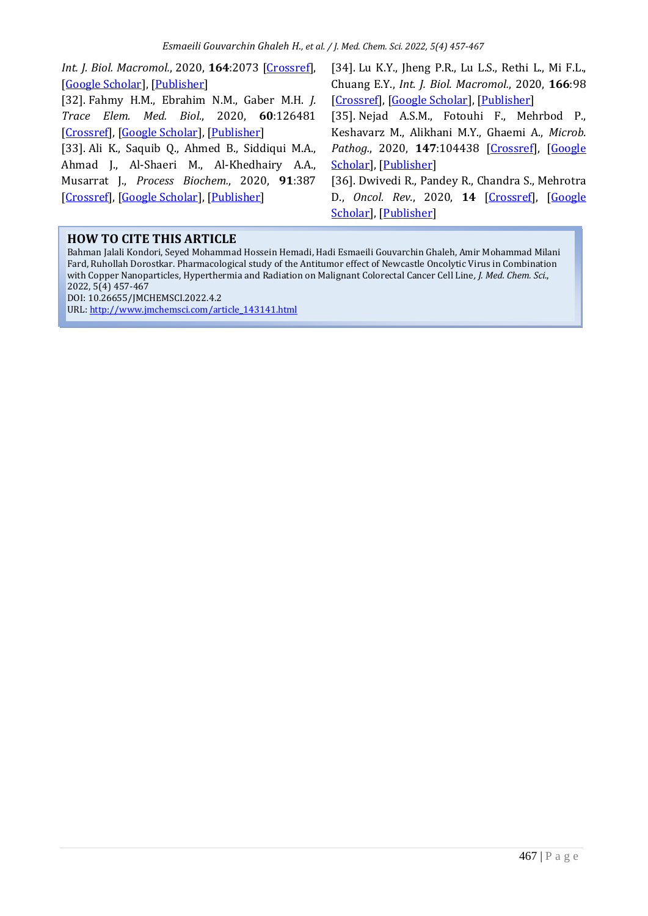*Int. J. Biol. Macromol.*, 2020, **164**:2073 [Crossref], [Google Scholar], [Publisher]

[32]. Fahmy H.M., Ebrahim N.M., Gaber M.H. *J. Trace Elem. Med. Biol.*, 2020, **60**:126481 [Crossref], [Google Scholar], [Publisher]

[33]. Ali K., Saquib Q., Ahmed B., Siddiqui M.A., Ahmad J., Al-Shaeri M., Al-Khedhairy A.A., Musarrat J., *Process Biochem.*, 2020, **91**:387 [Crossref], [Google Scholar], [Publisher]

[34]. Lu K.Y., Jheng P.R., Lu L.S., Rethi L., Mi F.L., Chuang E.Y., *Int. J. Biol. Macromol.*, 2020, **166**:98 [Crossref], [Google Scholar], [Publisher]

[35]. Nejad A.S.M., Fotouhi F., Mehrbod P., Keshavarz M., Alikhani M.Y., Ghaemi A., *Microb. Pathog.*, 2020, **147**:104438 [Crossref], [Google Scholar], [Publisher]

[36]. Dwivedi R., Pandey R., Chandra S., Mehrotra D., *Oncol. Rev.*, 2020, **14** [Crossref], [Google Scholar], [Publisher]

## HOW TO CITE THIS ARTICLE

Bahman Jalali Kondori, Seyed Mohammad Hossein Hemadi, Hadi Esmaeili Gouvarchin Ghaleh, Amir Mohammad Milani Fard, Ruhollah Dorostkar. Pharmacological study of the Antitumor effect of Newcastle Oncolytic Virus in Combination with Copper Nanoparticles, Hyperthermia and Radiation on Malignant Colorectal Cancer Cell Line, *J. Med. Chem. Sci.*, 2022, 5(4) 457-467

DOI: 10.26655/JMCHEMSCI.2022.4.2

URL: http://www.jmchemsci.com/article_143141.html